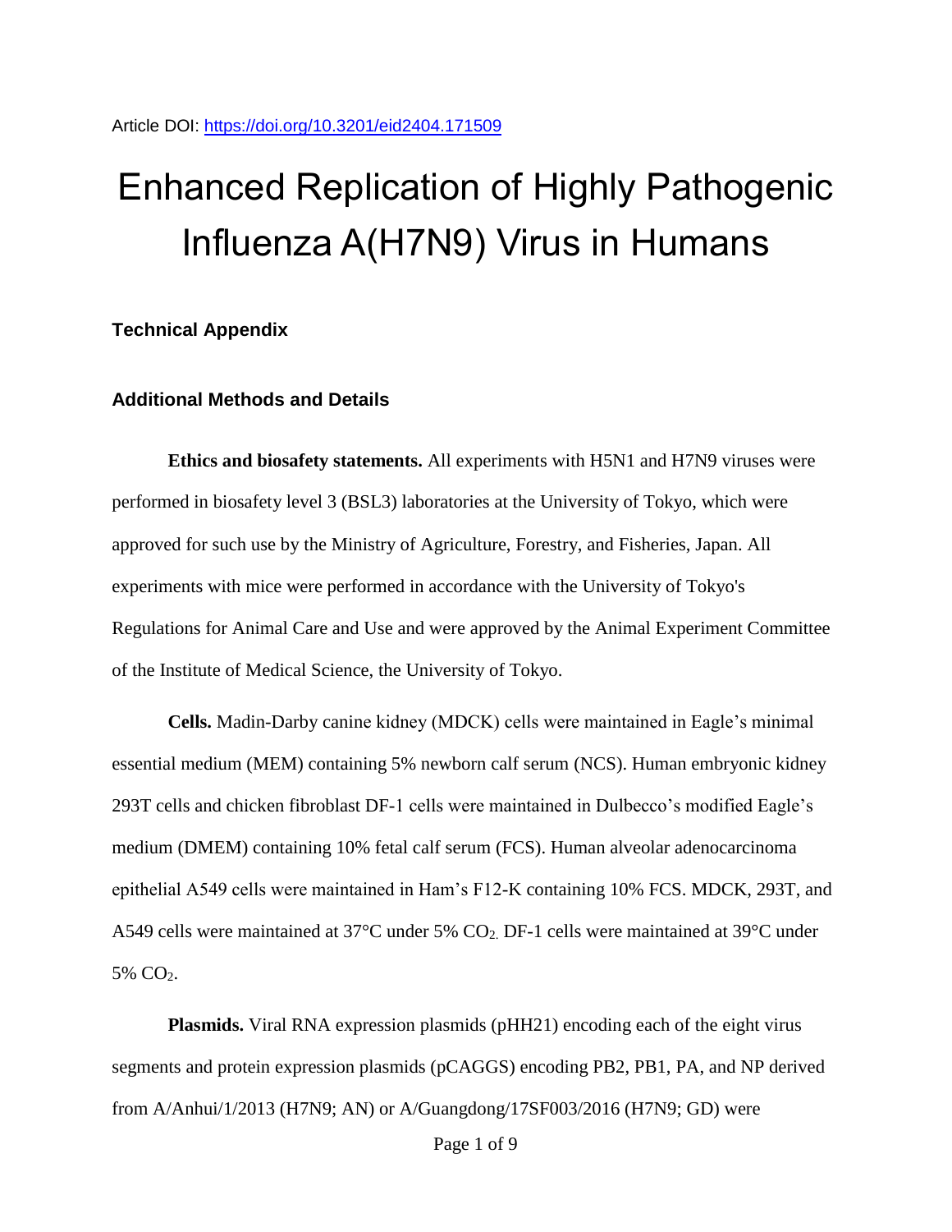Article DOI: https://doi.org/10.3201/eid2404.171509

# Enhanced Replication of Highly Pathogenic Influenza A(H7N9) Virus in Humans

### Technical Appendix

### Additional Methods and Details

**Ethics and biosafety statements.** All experiments with H5N1 and H7N9 viruses were performed in biosafety level 3 (BSL3) laboratories at the University of Tokyo, which were approved for such use by the Ministry of Agriculture, Forestry, and Fisheries, Japan. All experiments with mice were performed in accordance with the University of Tokyo's Regulations for Animal Care and Use and were approved by the Animal Experiment Committee of the Institute of Medical Science, the University of Tokyo.

**Cells.** Madin-Darby canine kidney (MDCK) cells were maintained in Eagle's minimal essential medium (MEM) containing 5% newborn calf serum (NCS). Human embryonic kidney 293T cells and chicken fibroblast DF-1 cells were maintained in Dulbecco's modified Eagle's medium (DMEM) containing 10% fetal calf serum (FCS). Human alveolar adenocarcinoma epithelial A549 cells were maintained in Ham's F12-K containing 10% FCS. MDCK, 293T, and A549 cells were maintained at 37°C under 5% $CO_2$. DF-1 cells were maintained at 39°C under 5% $CO_2$.

**Plasmids.** Viral RNA expression plasmids (pHH21) encoding each of the eight virus segments and protein expression plasmids (pCAGGS) encoding PB2, PB1, PA, and NP derived from A/Anhui/1/2013 (H7N9; AN) or A/Guangdong/17SF003/2016 (H7N9; GD) were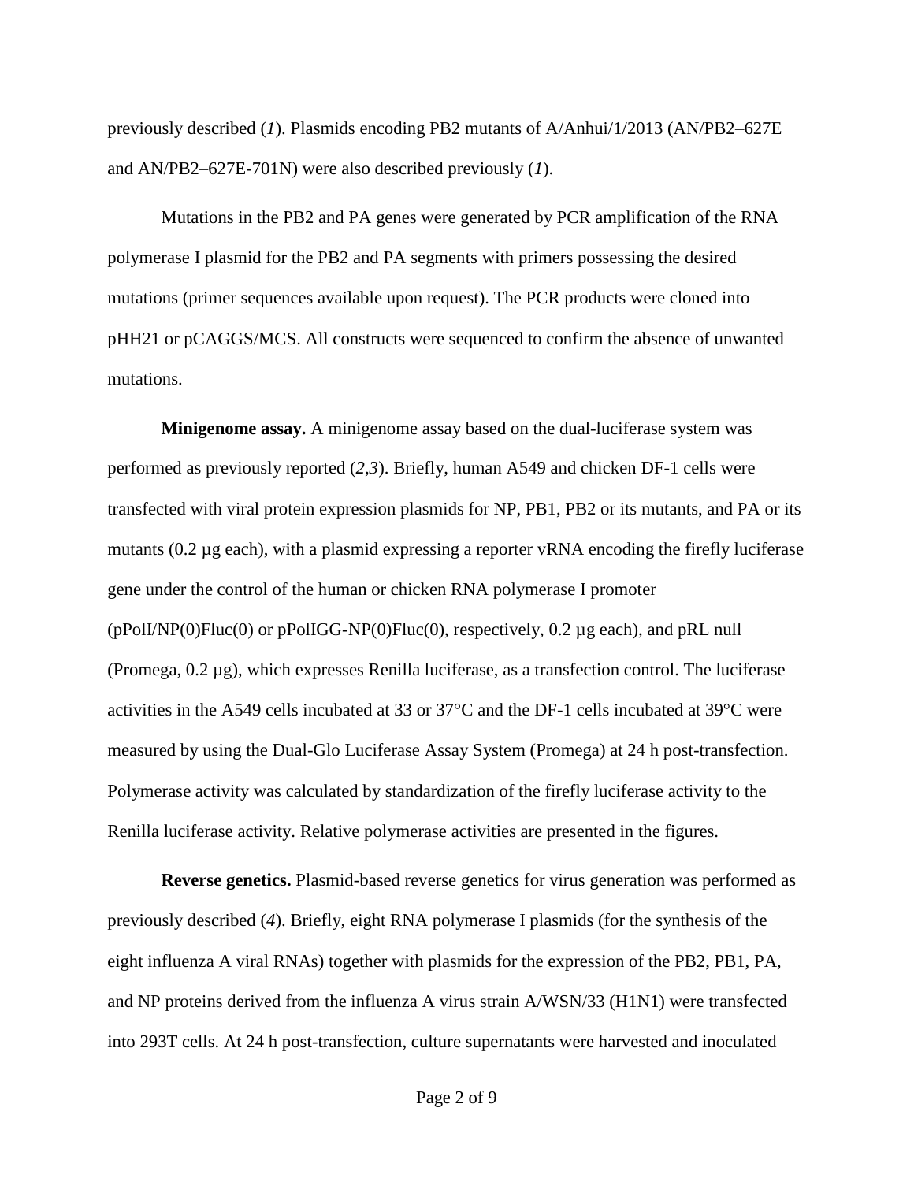previously described (*1*). Plasmids encoding PB2 mutants of A/Anhui/1/2013 (AN/PB2–627E and AN/PB2–627E-701N) were also described previously (*1*).

Mutations in the PB2 and PA genes were generated by PCR amplification of the RNA polymerase I plasmid for the PB2 and PA segments with primers possessing the desired mutations (primer sequences available upon request). The PCR products were cloned into pHH21 or pCAGGS/MCS. All constructs were sequenced to confirm the absence of unwanted mutations.

**Minigenome assay.** A minigenome assay based on the dual-luciferase system was performed as previously reported (*2*,*3*). Briefly, human A549 and chicken DF-1 cells were transfected with viral protein expression plasmids for NP, PB1, PB2 or its mutants, and PA or its mutants (0.2 µg each), with a plasmid expressing a reporter vRNA encoding the firefly luciferase gene under the control of the human or chicken RNA polymerase I promoter (pPolI/NP(0)Fluc(0) or pPolIGG-NP(0)Fluc(0), respectively, 0.2 µg each), and pRL null (Promega, 0.2 µg), which expresses Renilla luciferase, as a transfection control. The luciferase activities in the A549 cells incubated at 33 or 37°C and the DF-1 cells incubated at 39°C were measured by using the Dual-Glo Luciferase Assay System (Promega) at 24 h post-transfection. Polymerase activity was calculated by standardization of the firefly luciferase activity to the Renilla luciferase activity. Relative polymerase activities are presented in the figures.

**Reverse genetics.** Plasmid-based reverse genetics for virus generation was performed as previously described (*4*). Briefly, eight RNA polymerase I plasmids (for the synthesis of the eight influenza A viral RNAs) together with plasmids for the expression of the PB2, PB1, PA, and NP proteins derived from the influenza A virus strain A/WSN/33 (H1N1) were transfected into 293T cells. At 24 h post-transfection, culture supernatants were harvested and inoculated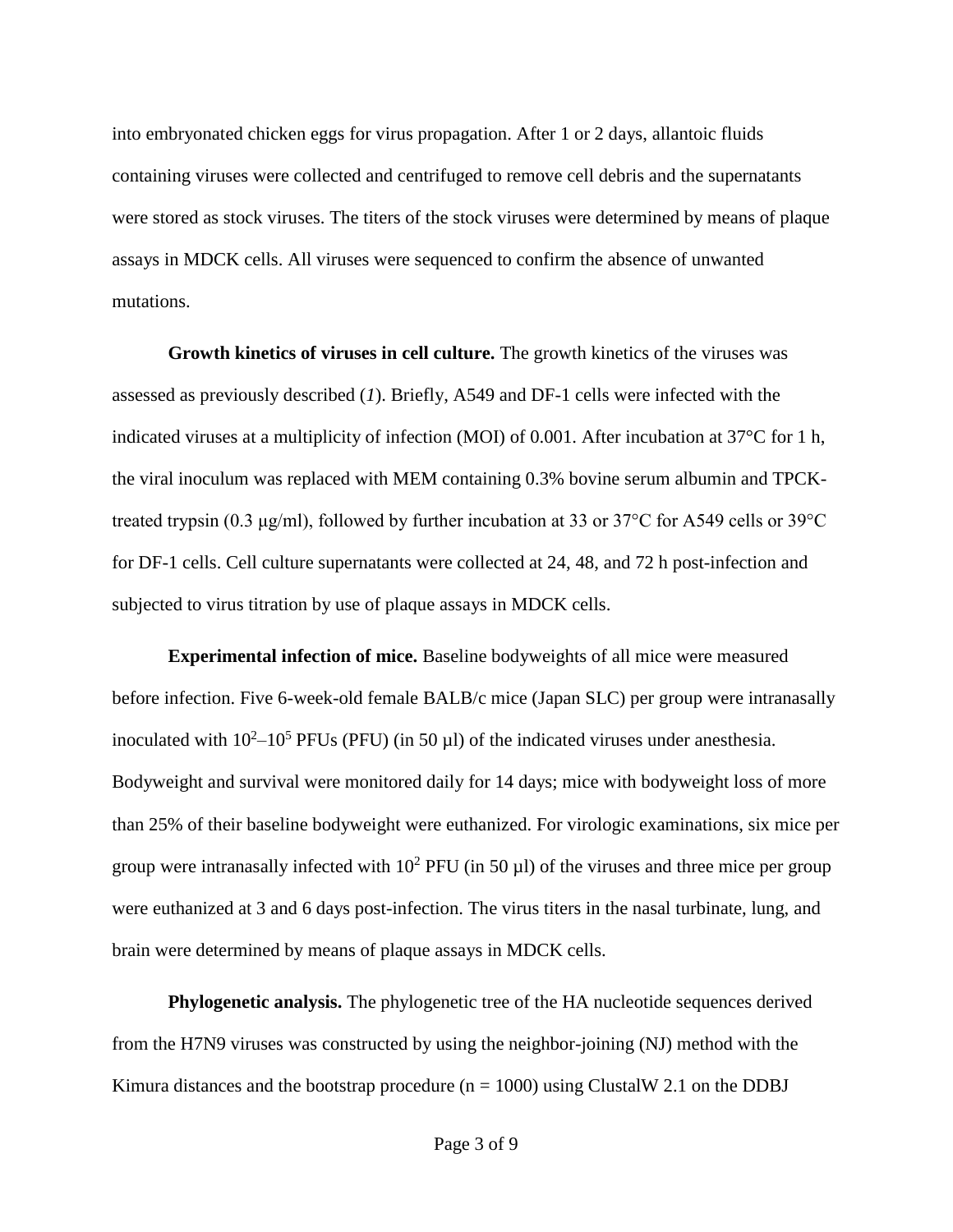into embryonated chicken eggs for virus propagation. After 1 or 2 days, allantoic fluids containing viruses were collected and centrifuged to remove cell debris and the supernatants were stored as stock viruses. The titers of the stock viruses were determined by means of plaque assays in MDCK cells. All viruses were sequenced to confirm the absence of unwanted mutations.

**Growth kinetics of viruses in cell culture.** The growth kinetics of the viruses was assessed as previously described (*1*). Briefly, A549 and DF-1 cells were infected with the indicated viruses at a multiplicity of infection (MOI) of 0.001. After incubation at 37°C for 1 h, the viral inoculum was replaced with MEM containing 0.3% bovine serum albumin and TPCK-treated trypsin (0.3 µg/ml), followed by further incubation at 33 or 37°C for A549 cells or 39°C for DF-1 cells. Cell culture supernatants were collected at 24, 48, and 72 h post-infection and subjected to virus titration by use of plaque assays in MDCK cells.

**Experimental infection of mice.** Baseline bodyweights of all mice were measured before infection. Five 6-week-old female BALB/c mice (Japan SLC) per group were intranasally inoculated with $10^2$–$10^5$ PFUs (PFU) (in 50 µl) of the indicated viruses under anesthesia. Bodyweight and survival were monitored daily for 14 days; mice with bodyweight loss of more than 25% of their baseline bodyweight were euthanized. For virologic examinations, six mice per group were intranasally infected with $10^2$ PFU (in 50 µl) of the viruses and three mice per group were euthanized at 3 and 6 days post-infection. The virus titers in the nasal turbinate, lung, and brain were determined by means of plaque assays in MDCK cells.

**Phylogenetic analysis.** The phylogenetic tree of the HA nucleotide sequences derived from the H7N9 viruses was constructed by using the neighbor-joining (NJ) method with the Kimura distances and the bootstrap procedure (n = 1000) using ClustalW 2.1 on the DDBJ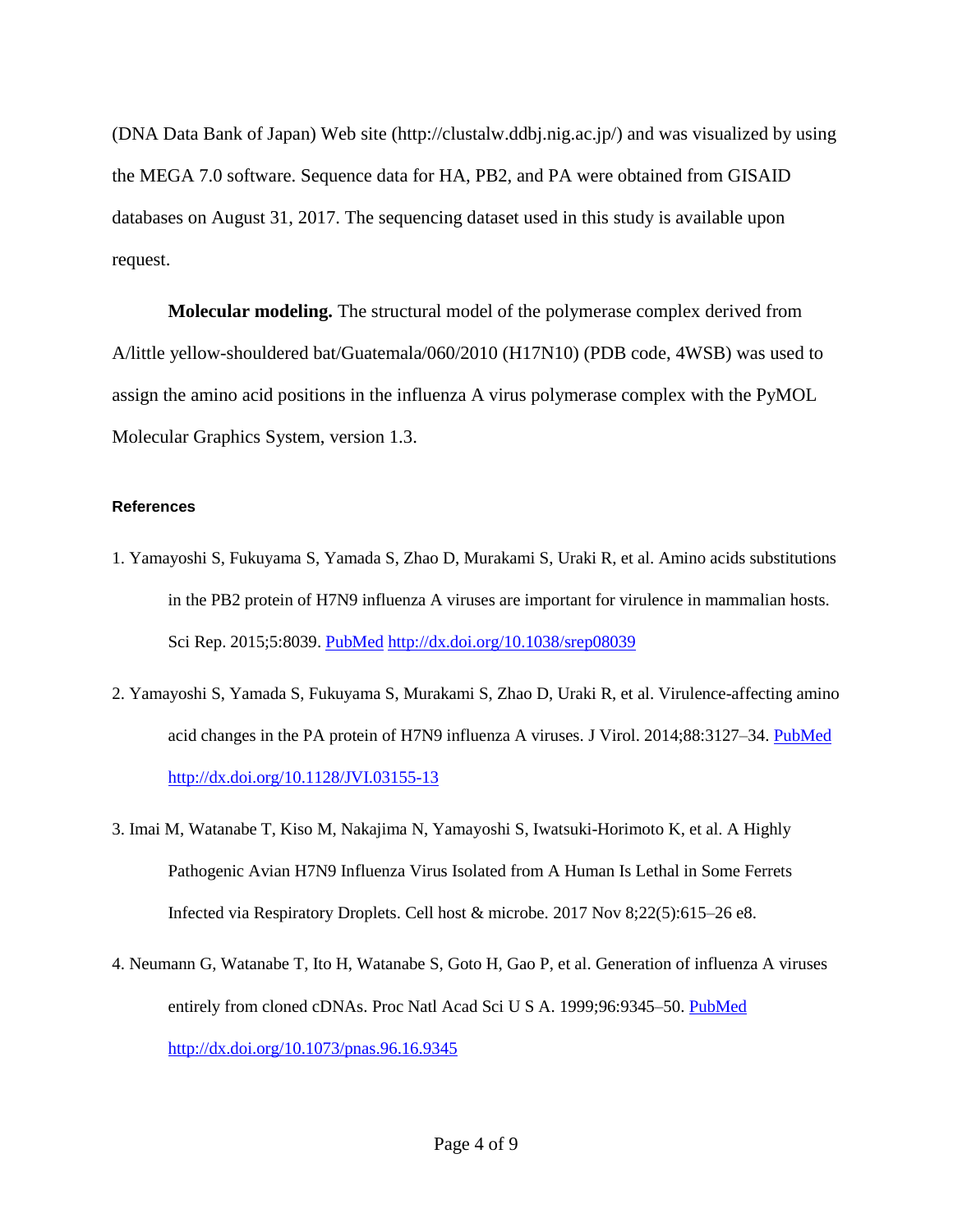(DNA Data Bank of Japan) Web site (http://clustalw.ddbj.nig.ac.jp/) and was visualized by using the MEGA 7.0 software. Sequence data for HA, PB2, and PA were obtained from GISAID databases on August 31, 2017. The sequencing dataset used in this study is available upon request.

**Molecular modeling.** The structural model of the polymerase complex derived from A/little yellow-shouldered bat/Guatemala/060/2010 (H17N10) (PDB code, 4WSB) was used to assign the amino acid positions in the influenza A virus polymerase complex with the PyMOL Molecular Graphics System, version 1.3.

#### References

1. Yamayoshi S, Fukuyama S, Yamada S, Zhao D, Murakami S, Uraki R, et al. Amino acids substitutions in the PB2 protein of H7N9 influenza A viruses are important for virulence in mammalian hosts. Sci Rep. 2015;5:8039. PubMed http://dx.doi.org/10.1038/srep08039

2. Yamayoshi S, Yamada S, Fukuyama S, Murakami S, Zhao D, Uraki R, et al. Virulence-affecting amino acid changes in the PA protein of H7N9 influenza A viruses. J Virol. 2014;88:3127–34. PubMed http://dx.doi.org/10.1128/JVI.03155-13

3. Imai M, Watanabe T, Kiso M, Nakajima N, Yamayoshi S, Iwatsuki-Horimoto K, et al. A Highly Pathogenic Avian H7N9 Influenza Virus Isolated from A Human Is Lethal in Some Ferrets Infected via Respiratory Droplets. Cell host & microbe. 2017 Nov 8;22(5):615–26 e8.

4. Neumann G, Watanabe T, Ito H, Watanabe S, Goto H, Gao P, et al. Generation of influenza A viruses entirely from cloned cDNAs. Proc Natl Acad Sci U S A. 1999;96:9345–50. PubMed http://dx.doi.org/10.1073/pnas.96.16.9345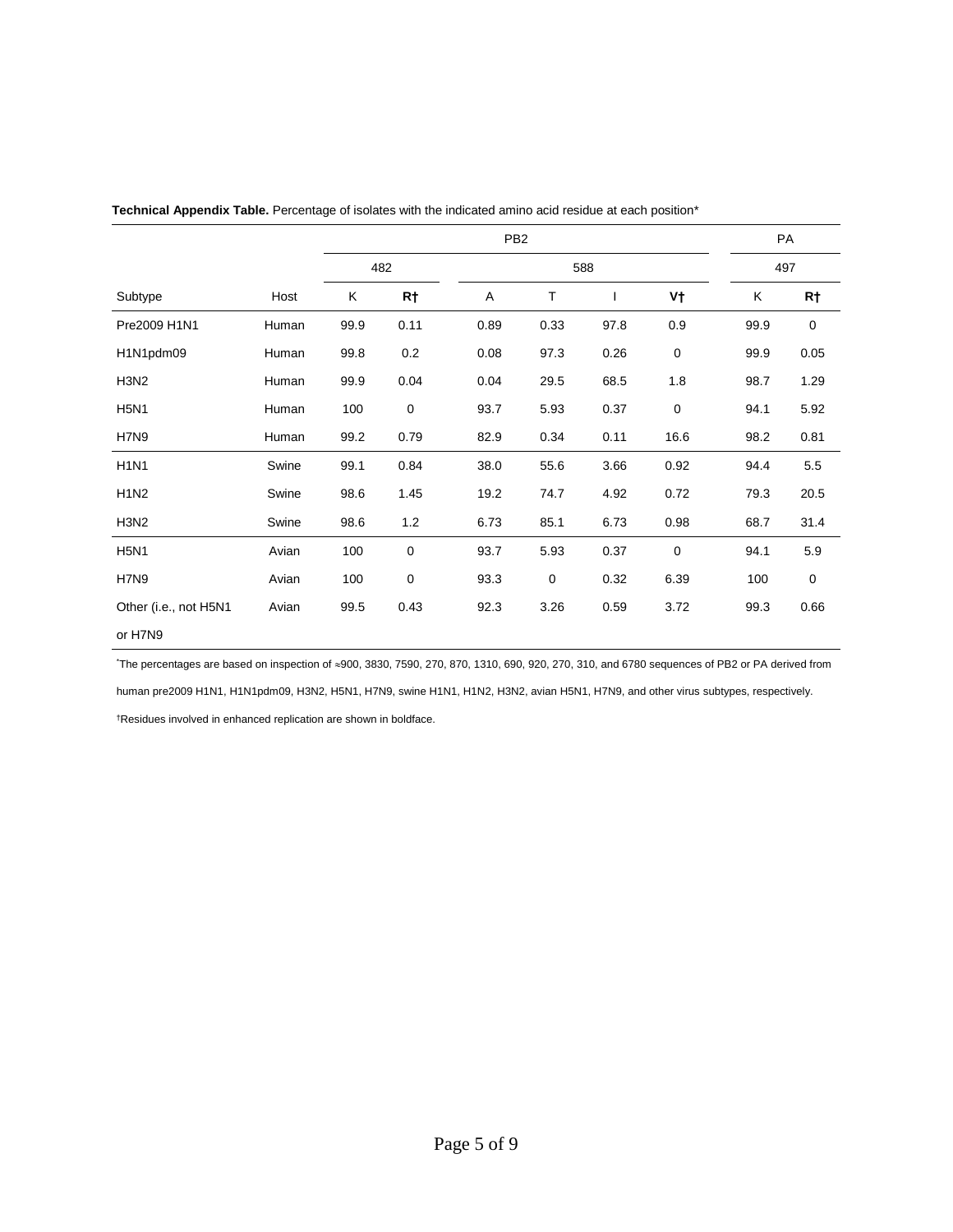**Technical Appendix Table.** Percentage of isolates with the indicated amino acid residue at each position*

| | | PB2 | | | | | | PA | |
|---|---|---|---|---|---|---|---|---|---|
| | | 482 | | 588 | | | | 497 | |
| Subtype | Host | K | **R†** | A | T | I | **V†** | K | **R†** |
| Pre2009 H1N1 | Human | 99.9 | 0.11 | 0.89 | 0.33 | 97.8 | 0.9 | 99.9 | 0 |
| H1N1pdm09 | Human | 99.8 | 0.2 | 0.08 | 97.3 | 0.26 | 0 | 99.9 | 0.05 |
| H3N2 | Human | 99.9 | 0.04 | 0.04 | 29.5 | 68.5 | 1.8 | 98.7 | 1.29 |
| H5N1 | Human | 100 | 0 | 93.7 | 5.93 | 0.37 | 0 | 94.1 | 5.92 |
| H7N9 | Human | 99.2 | 0.79 | 82.9 | 0.34 | 0.11 | 16.6 | 98.2 | 0.81 |
| H1N1 | Swine | 99.1 | 0.84 | 38.0 | 55.6 | 3.66 | 0.92 | 94.4 | 5.5 |
| H1N2 | Swine | 98.6 | 1.45 | 19.2 | 74.7 | 4.92 | 0.72 | 79.3 | 20.5 |
| H3N2 | Swine | 98.6 | 1.2 | 6.73 | 85.1 | 6.73 | 0.98 | 68.7 | 31.4 |
| H5N1 | Avian | 100 | 0 | 93.7 | 5.93 | 0.37 | 0 | 94.1 | 5.9 |
| H7N9 | Avian | 100 | 0 | 93.3 | 0 | 0.32 | 6.39 | 100 | 0 |
| Other (i.e., not H5N1 or H7N9 | Avian | 99.5 | 0.43 | 92.3 | 3.26 | 0.59 | 3.72 | 99.3 | 0.66 |

*The percentages are based on inspection of ≈900, 3830, 7590, 270, 870, 1310, 690, 920, 270, 310, and 6780 sequences of PB2 or PA derived from human pre2009 H1N1, H1N1pdm09, H3N2, H5N1, H7N9, swine H1N1, H1N2, H3N2, avian H5N1, H7N9, and other virus subtypes, respectively.

†Residues involved in enhanced replication are shown in boldface.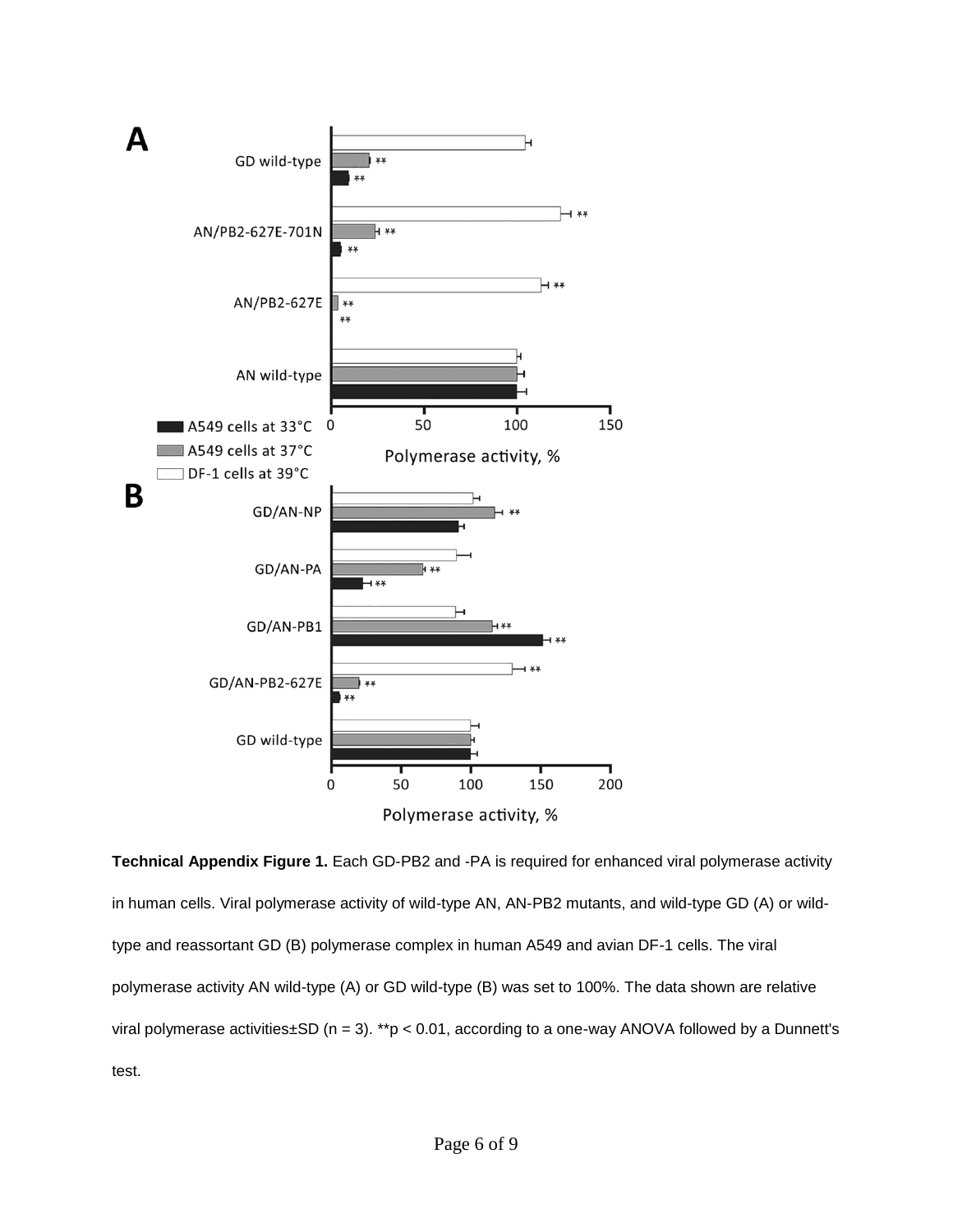**Technical Appendix Figure 1.** Each GD-PB2 and -PA is required for enhanced viral polymerase activity in human cells. Viral polymerase activity of wild-type AN, AN-PB2 mutants, and wild-type GD (A) or wild-type and reassortant GD (B) polymerase complex in human A549 and avian DF-1 cells. The viral polymerase activity AN wild-type (A) or GD wild-type (B) was set to 100%. The data shown are relative viral polymerase activities±SD (n = 3). **p < 0.01, according to a one-way ANOVA followed by a Dunnett's test.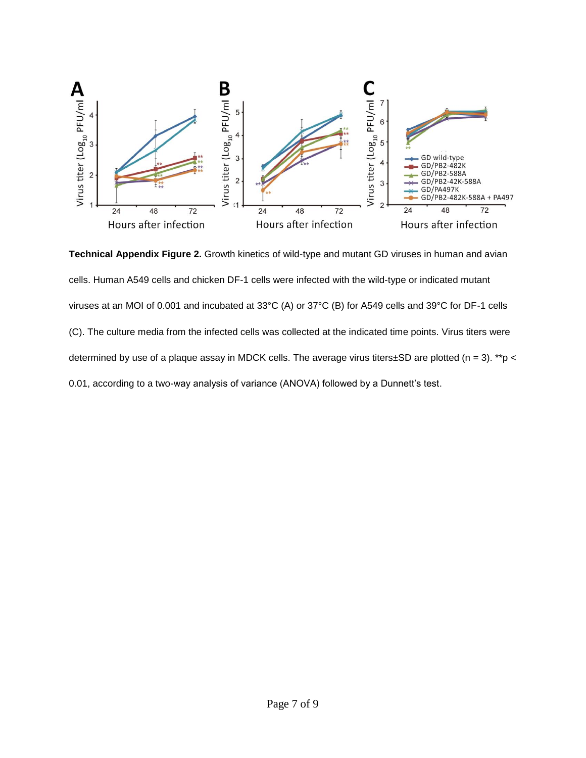**Technical Appendix Figure 2.** Growth kinetics of wild-type and mutant GD viruses in human and avian cells. Human A549 cells and chicken DF-1 cells were infected with the wild-type or indicated mutant viruses at an MOI of 0.001 and incubated at 33°C (A) or 37°C (B) for A549 cells and 39°C for DF-1 cells (C). The culture media from the infected cells was collected at the indicated time points. Virus titers were determined by use of a plaque assay in MDCK cells. The average virus titers±SD are plotted (n = 3). **p < 0.01, according to a two-way analysis of variance (ANOVA) followed by a Dunnett's test.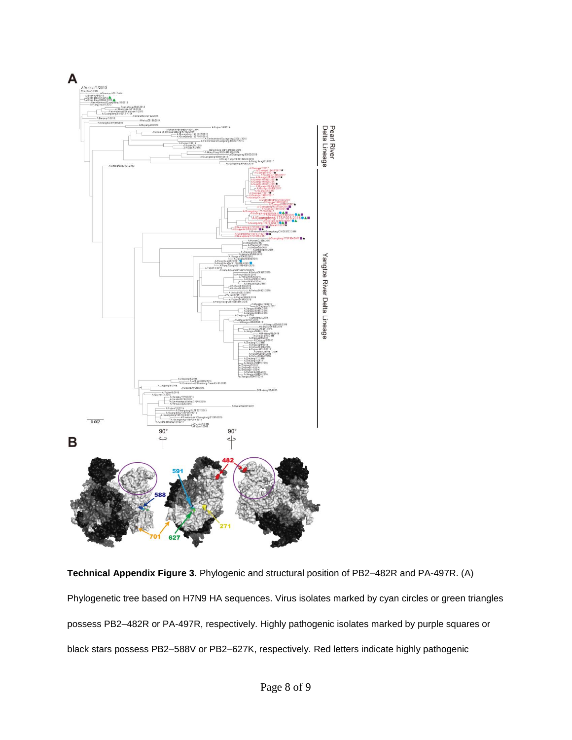**Technical Appendix Figure 3.** Phylogenic and structural position of PB2–482R and PA-497R. (A) Phylogenetic tree based on H7N9 HA sequences. Virus isolates marked by cyan circles or green triangles possess PB2–482R or PA-497R, respectively. Highly pathogenic isolates marked by purple squares or black stars possess PB2–588V or PB2–627K, respectively. Red letters indicate highly pathogenic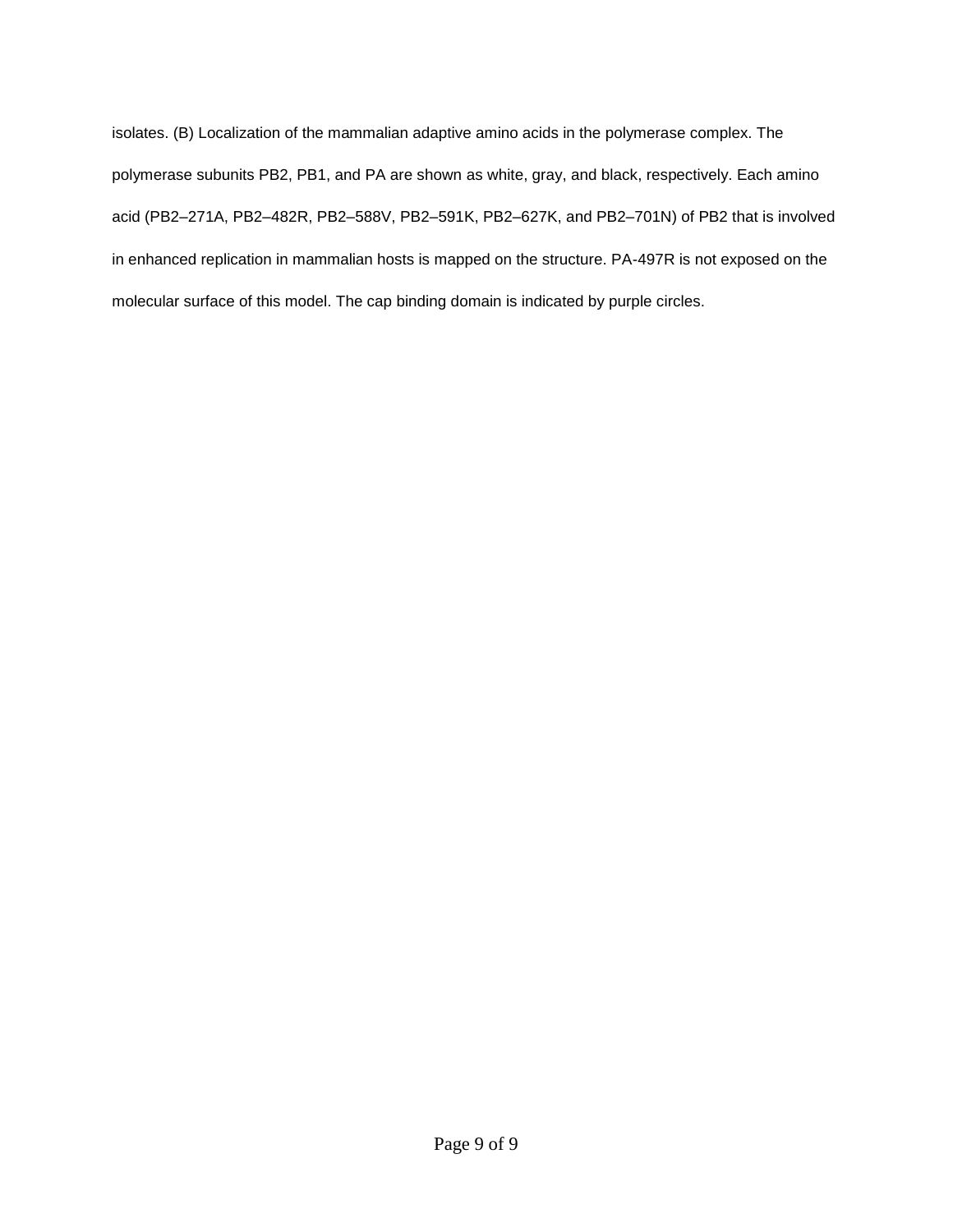isolates. (B) Localization of the mammalian adaptive amino acids in the polymerase complex. The polymerase subunits PB2, PB1, and PA are shown as white, gray, and black, respectively. Each amino acid (PB2–271A, PB2–482R, PB2–588V, PB2–591K, PB2–627K, and PB2–701N) of PB2 that is involved in enhanced replication in mammalian hosts is mapped on the structure. PA-497R is not exposed on the molecular surface of this model. The cap binding domain is indicated by purple circles.